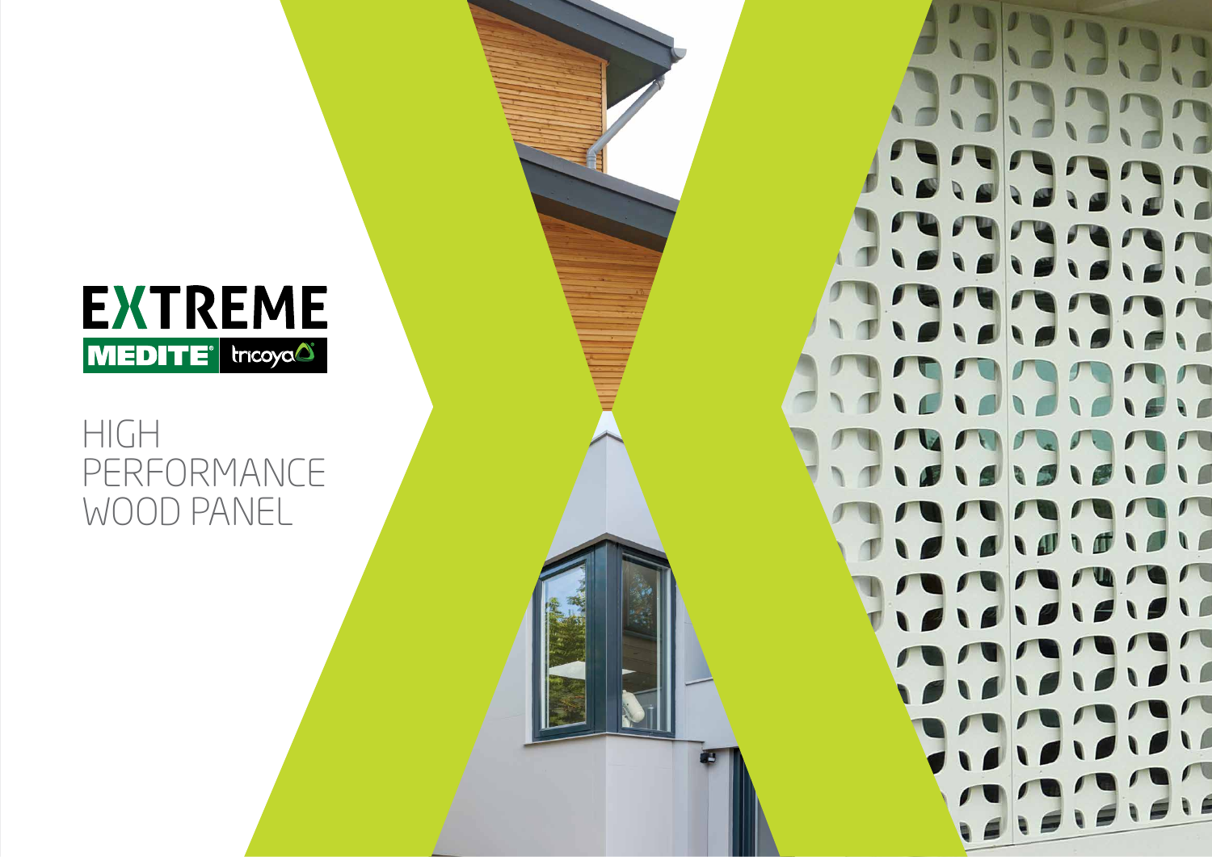# EXTREME

MEDITE® tricoya

HIGH
PERFORMANCE
WOOD PANEL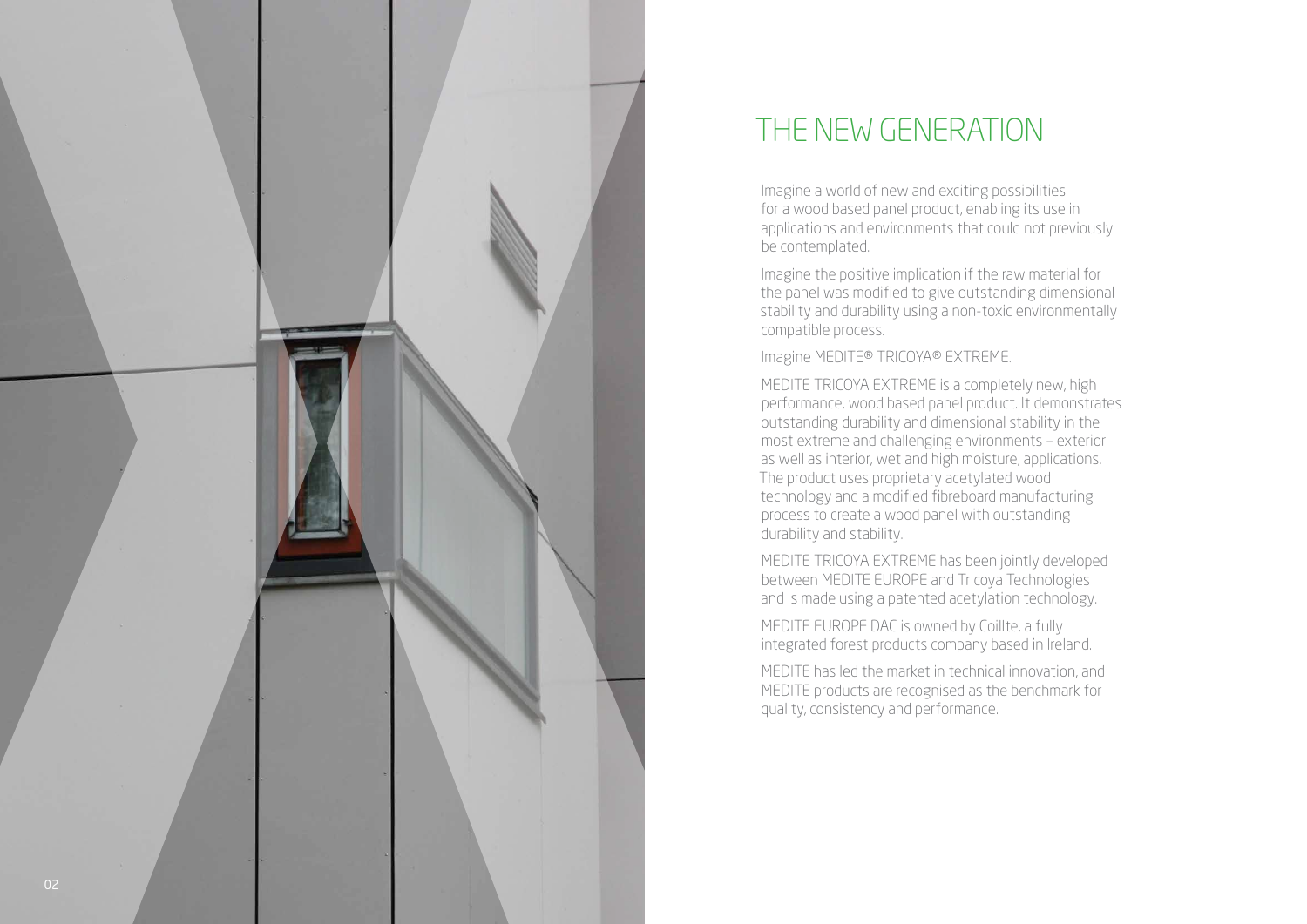# THE NEW GENERATION

Imagine a world of new and exciting possibilities for a wood based panel product, enabling its use in applications and environments that could not previously be contemplated.

Imagine the positive implication if the raw material for the panel was modified to give outstanding dimensional stability and durability using a non-toxic environmentally compatible process.

Imagine MEDITE® TRICOYA® EXTREME.

MEDITE TRICOYA EXTREME is a completely new, high performance, wood based panel product. It demonstrates outstanding durability and dimensional stability in the most extreme and challenging environments – exterior as well as interior, wet and high moisture, applications. The product uses proprietary acetylated wood technology and a modified fibreboard manufacturing process to create a wood panel with outstanding durability and stability.

MEDITE TRICOYA EXTREME has been jointly developed between MEDITE EUROPE and Tricoya Technologies and is made using a patented acetylation technology.

MEDITE EUROPE DAC is owned by Coillte, a fully integrated forest products company based in Ireland.

MEDITE has led the market in technical innovation, and MEDITE products are recognised as the benchmark for quality, consistency and performance.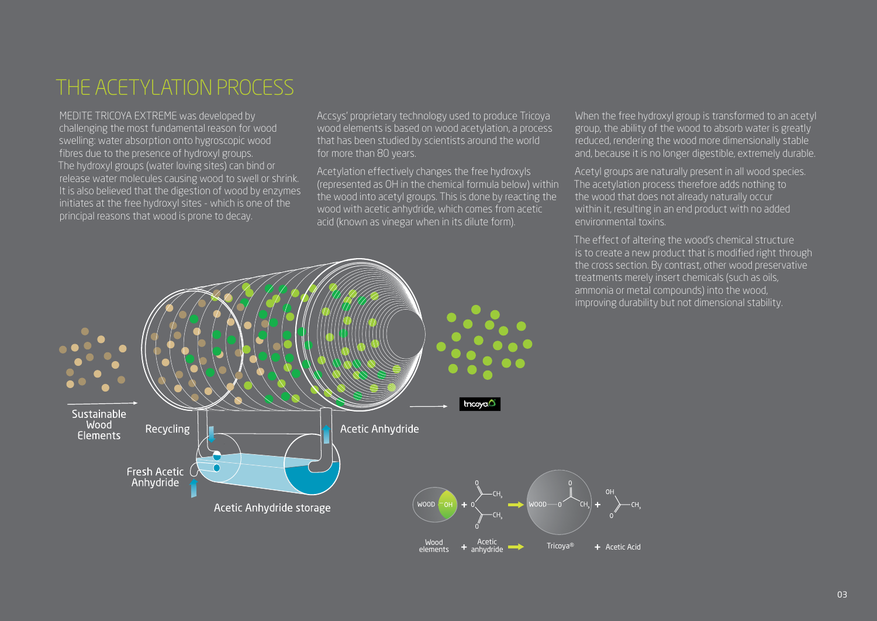# THE ACETYLATION PROCESS

MEDITE TRICOYA EXTREME was developed by challenging the most fundamental reason for wood swelling: water absorption onto hygroscopic wood fibres due to the presence of hydroxyl groups. The hydroxyl groups (water loving sites) can bind or release water molecules causing wood to swell or shrink. It is also believed that the digestion of wood by enzymes initiates at the free hydroxyl sites - which is one of the principal reasons that wood is prone to decay.

Accsys' proprietary technology used to produce Tricoya wood elements is based on wood acetylation, a process that has been studied by scientists around the world for more than 80 years.

Acetylation effectively changes the free hydroxyls (represented as OH in the chemical formula below) within the wood into acetyl groups. This is done by reacting the wood with acetic anhydride, which comes from acetic acid (known as vinegar when in its dilute form).

When the free hydroxyl group is transformed to an acetyl group, the ability of the wood to absorb water is greatly reduced, rendering the wood more dimensionally stable and, because it is no longer digestible, extremely durable.

Acetyl groups are naturally present in all wood species. The acetylation process therefore adds nothing to the wood that does not already naturally occur within it, resulting in an end product with no added environmental toxins.

The effect of altering the wood's chemical structure is to create a new product that is modified right through the cross section. By contrast, other wood preservative treatments merely insert chemicals (such as oils, ammonia or metal compounds) into the wood, improving durability but not dimensional stability.

Sustainable Wood Elements → Recycling → Acetic Anhydride → tricoya

Fresh Acetic Anhydride → Acetic Anhydride storage

Wood elements + Acetic anhydride → Tricoya® + Acetic Acid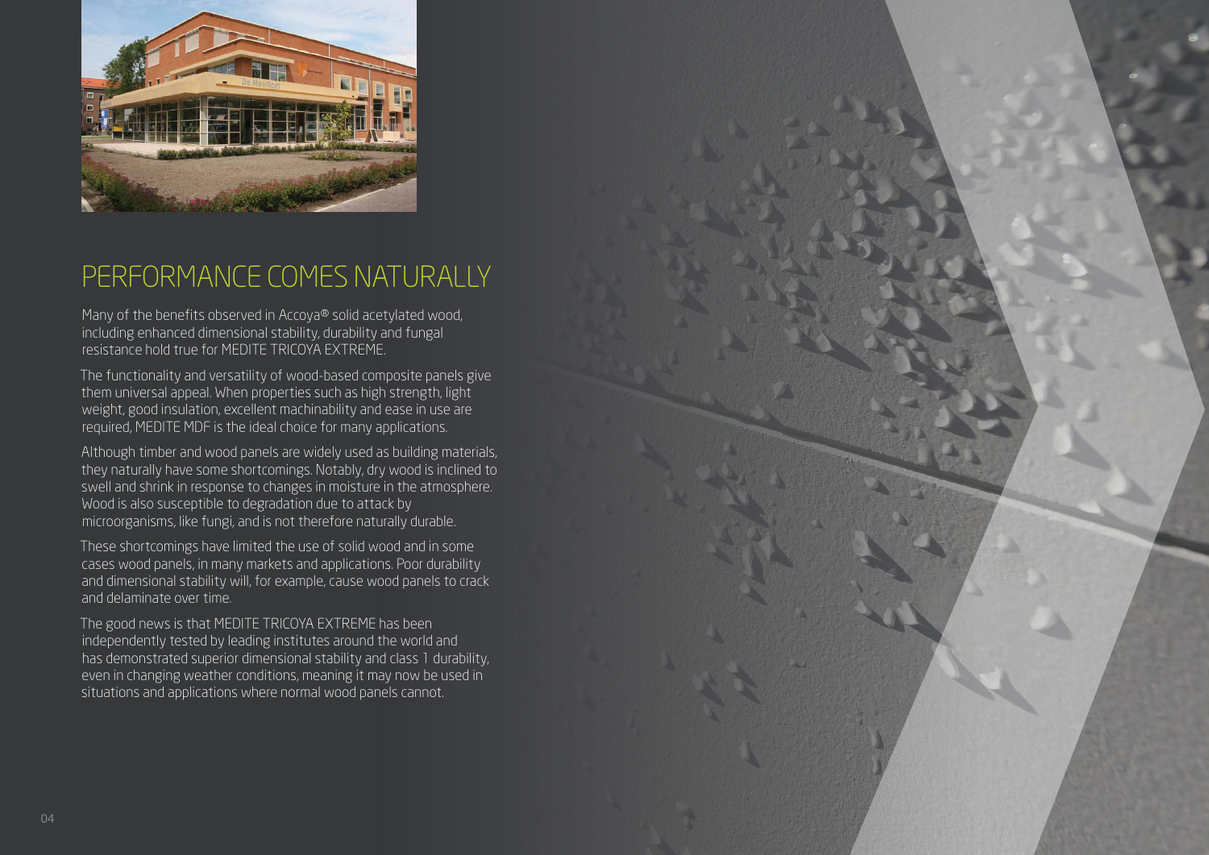# PERFORMANCE COMES NATURALLY

Many of the benefits observed in Accoya® solid acetylated wood, including enhanced dimensional stability, durability and fungal resistance hold true for MEDITE TRICOYA EXTREME.

The functionality and versatility of wood-based composite panels give them universal appeal. When properties such as high strength, light weight, good insulation, excellent machinability and ease in use are required, MEDITE MDF is the ideal choice for many applications.

Although timber and wood panels are widely used as building materials, they naturally have some shortcomings. Notably, dry wood is inclined to swell and shrink in response to changes in moisture in the atmosphere. Wood is also susceptible to degradation due to attack by microorganisms, like fungi, and is not therefore naturally durable.

These shortcomings have limited the use of solid wood and in some cases wood panels, in many markets and applications. Poor durability and dimensional stability will, for example, cause wood panels to crack and delaminate over time.

The good news is that MEDITE TRICOYA EXTREME has been independently tested by leading institutes around the world and has demonstrated superior dimensional stability and class 1 durability, even in changing weather conditions, meaning it may now be used in situations and applications where normal wood panels cannot.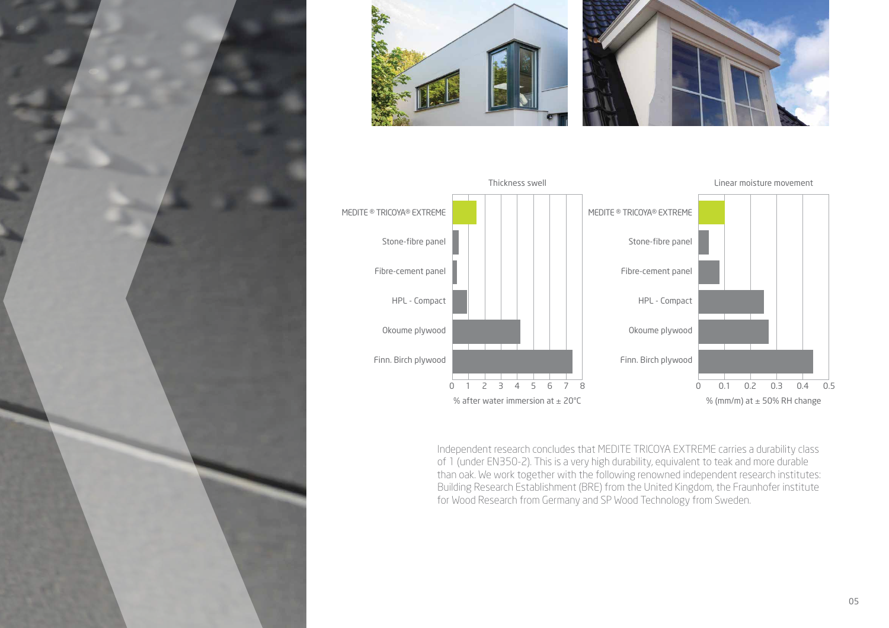**Thickness swell**

| | % after water immersion at ± 20°C |
|---|---|
| MEDITE ® TRICOYA® EXTREME | |
| Stone-fibre panel | |
| Fibre-cement panel | |
| HPL - Compact | |
| Okoume plywood | |
| Finn. Birch plywood | |

**Linear moisture movement**

| | % (mm/m) at ± 50% RH change |
|---|---|
| MEDITE ® TRICOYA® EXTREME | |
| Stone-fibre panel | |
| Fibre-cement panel | |
| HPL - Compact | |
| Okoume plywood | |
| Finn. Birch plywood | |

Independent research concludes that MEDITE TRICOYA EXTREME carries a durability class of 1 (under EN350-2). This is a very high durability, equivalent to teak and more durable than oak. We work together with the following renowned independent research institutes: Building Research Establishment (BRE) from the United Kingdom, the Fraunhofer institute for Wood Research from Germany and SP Wood Technology from Sweden.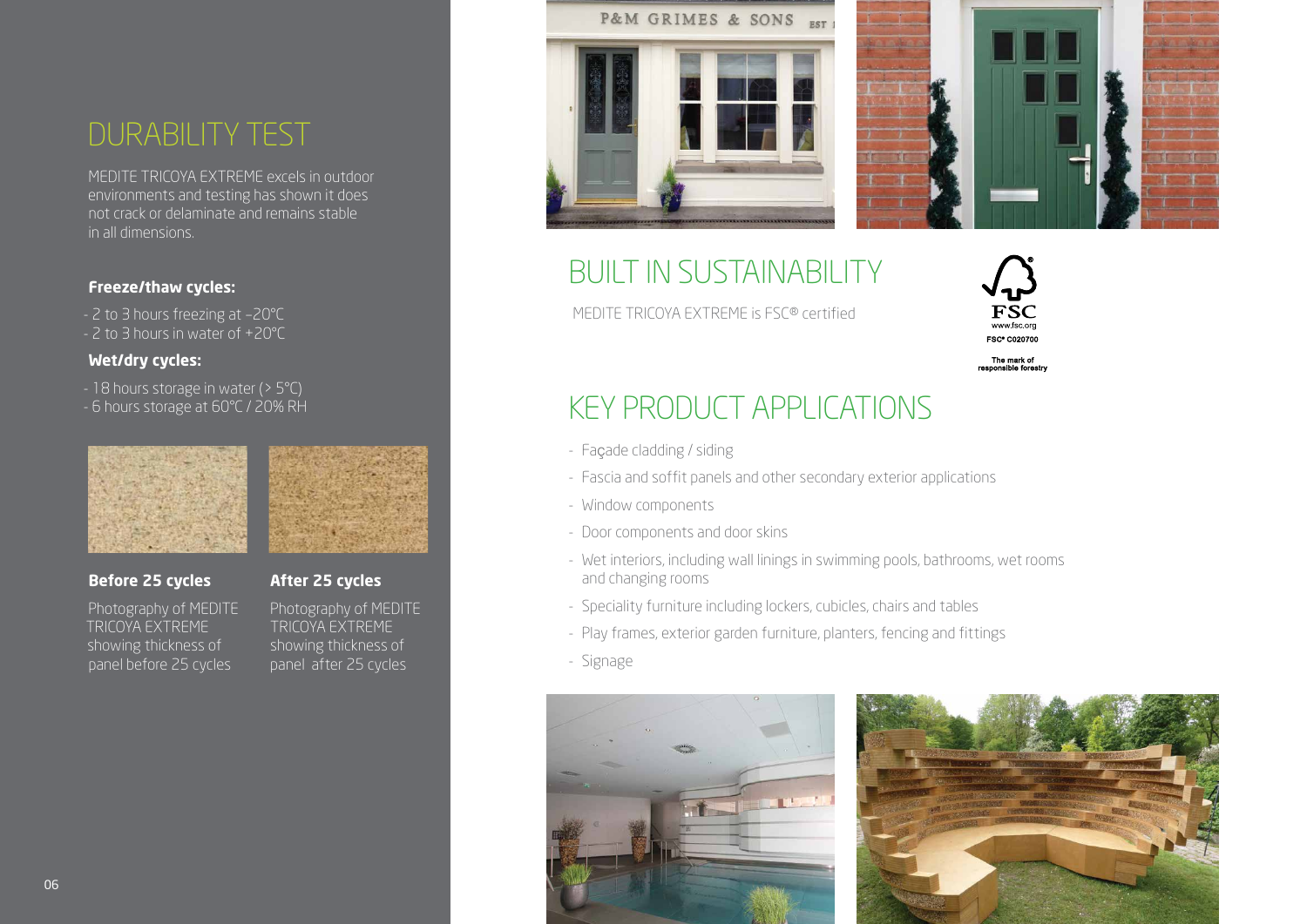# DURABILITY TEST

MEDITE TRICOYA EXTREME excels in outdoor environments and testing has shown it does not crack or delaminate and remains stable in all dimensions.

**Freeze/thaw cycles:**

- 2 to 3 hours freezing at –20°C
- 2 to 3 hours in water of +20°C

**Wet/dry cycles:**

- 18 hours storage in water (> 5°C)
- 6 hours storage at 60°C / 20% RH

**Before 25 cycles**

Photography of MEDITE TRICOYA EXTREME showing thickness of panel before 25 cycles

**After 25 cycles**

Photography of MEDITE TRICOYA EXTREME showing thickness of panel after 25 cycles

# BUILT IN SUSTAINABILITY

MEDITE TRICOYA EXTREME is FSC® certified

FSC www.fsc.org FSC® C020700 The mark of responsible forestry

# KEY PRODUCT APPLICATIONS

- Façade cladding / siding
- Fascia and soffit panels and other secondary exterior applications
- Window components
- Door components and door skins
- Wet interiors, including wall linings in swimming pools, bathrooms, wet rooms and changing rooms
- Speciality furniture including lockers, cubicles, chairs and tables
- Play frames, exterior garden furniture, planters, fencing and fittings
- Signage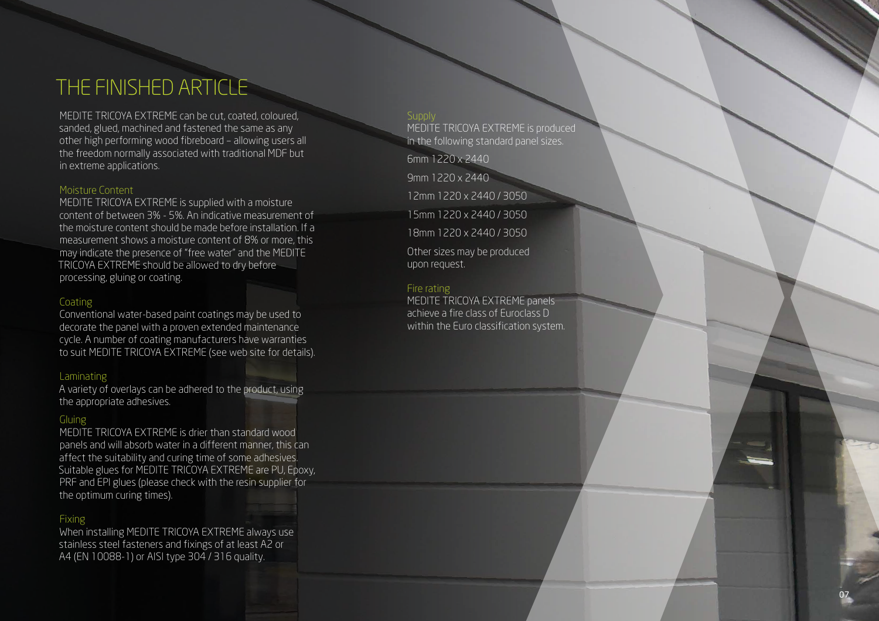# THE FINISHED ARTICLE

MEDITE TRICOYA EXTREME can be cut, coated, coloured, sanded, glued, machined and fastened the same as any other high performing wood fibreboard – allowing users all the freedom normally associated with traditional MDF but in extreme applications.

### Moisture Content

MEDITE TRICOYA EXTREME is supplied with a moisture content of between 3% - 5%. An indicative measurement of the moisture content should be made before installation. If a measurement shows a moisture content of 8% or more, this may indicate the presence of "free water" and the MEDITE TRICOYA EXTREME should be allowed to dry before processing, gluing or coating.

### Coating

Conventional water-based paint coatings may be used to decorate the panel with a proven extended maintenance cycle. A number of coating manufacturers have warranties to suit MEDITE TRICOYA EXTREME (see web site for details).

### Laminating

A variety of overlays can be adhered to the product, using the appropriate adhesives.

### Gluing

MEDITE TRICOYA EXTREME is drier than standard wood panels and will absorb water in a different manner, this can affect the suitability and curing time of some adhesives. Suitable glues for MEDITE TRICOYA EXTREME are PU, Epoxy, PRF and EPI glues (please check with the resin supplier for the optimum curing times).

### Fixing

When installing MEDITE TRICOYA EXTREME always use stainless steel fasteners and fixings of at least A2 or A4 (EN 10088-1) or AISI type 304 / 316 quality.

### Supply

MEDITE TRICOYA EXTREME is produced in the following standard panel sizes.

6mm 1220 x 2440

9mm 1220 x 2440

12mm 1220 x 2440 / 3050

15mm 1220 x 2440 / 3050

18mm 1220 x 2440 / 3050

Other sizes may be produced upon request.

### Fire rating

MEDITE TRICOYA EXTREME panels achieve a fire class of Euroclass D within the Euro classification system.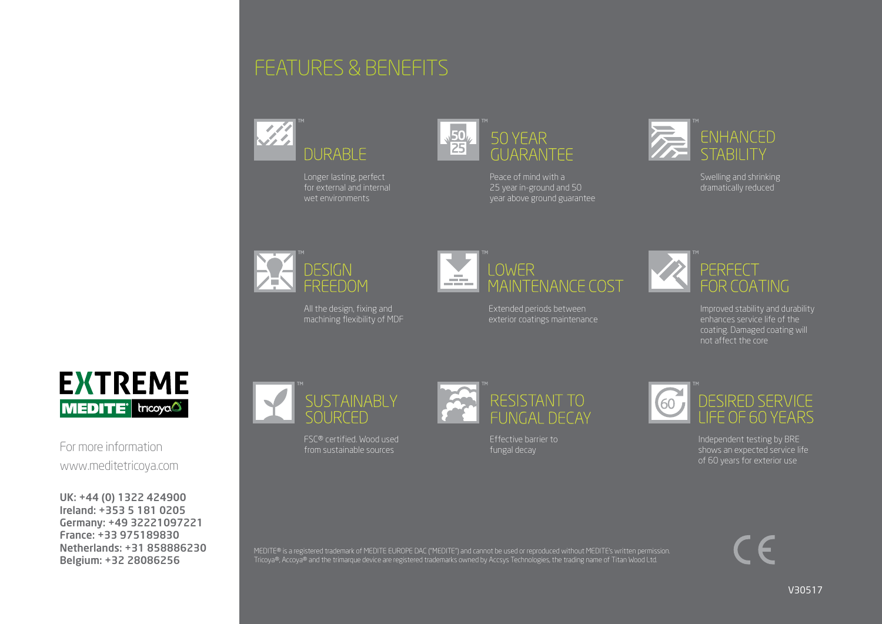# FEATURES & BENEFITS

### DURABLE

Longer lasting, perfect for external and internal wet environments

### 50 YEAR GUARANTEE

Peace of mind with a 25 year in-ground and 50 year above ground guarantee

### ENHANCED STABILITY

Swelling and shrinking dramatically reduced

### DESIGN FREEDOM

All the design, fixing and machining flexibility of MDF

### LOWER MAINTENANCE COST

Extended periods between exterior coatings maintenance

### PERFECT FOR COATING

Improved stability and durability enhances service life of the coating. Damaged coating will not affect the core

### SUSTAINABLY SOURCED

FSC® certified. Wood used from sustainable sources

### RESISTANT TO FUNGAL DECAY

Effective barrier to fungal decay

### DESIRED SERVICE LIFE OF 60 YEARS

Independent testing by BRE shows an expected service life of 60 years for exterior use

EXTREME MEDITE® tricoya

For more information
www.meditetricoya.com

**UK: +44 (0) 1322 424900**
**Ireland: +353 5 181 0205**
**Germany: +49 32221097221**
**France: +33 975189830**
**Netherlands: +31 858886230**
**Belgium: +32 28086256**

MEDITE® is a registered trademark of MEDITE EUROPE DAC ("MEDITE") and cannot be used or reproduced without MEDITE's written permission.
Tricoya®, Accoya® and the trimarque device are registered trademarks owned by Accsys Technologies, the trading name of Titan Wood Ltd.

CE

V30517